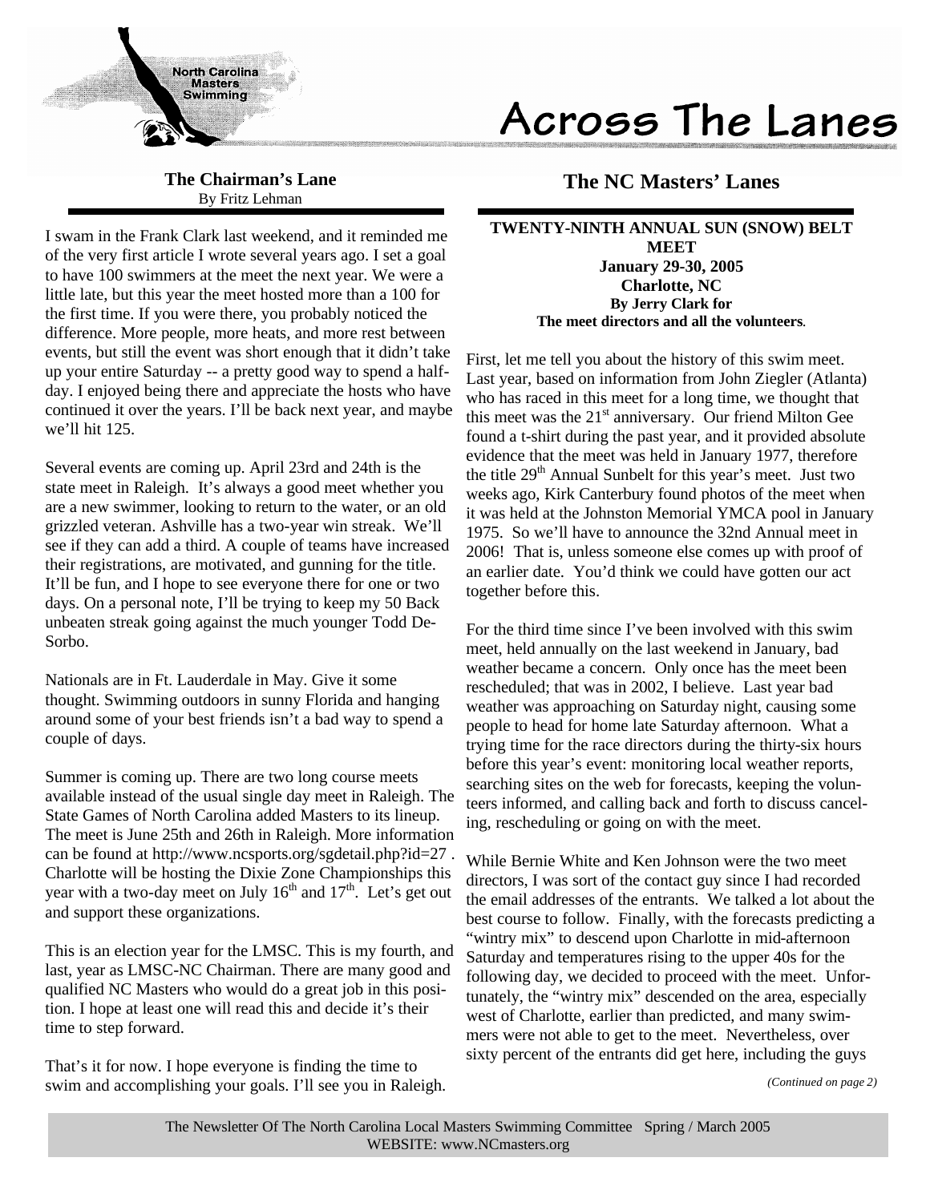# Across The Lanes

North Carolina Masters Swimming

## The Chairman's Lane

By Fritz Lehman

I swam in the Frank Clark last weekend, and it reminded me of the very first article I wrote several years ago. I set a goal to have 100 swimmers at the meet the next year. We were a little late, but this year the meet hosted more than a 100 for the first time. If you were there, you probably noticed the difference. More people, more heats, and more rest between events, but still the event was short enough that it didn't take up your entire Saturday -- a pretty good way to spend a half-day. I enjoyed being there and appreciate the hosts who have continued it over the years. I'll be back next year, and maybe we'll hit 125.

Several events are coming up. April 23rd and 24th is the state meet in Raleigh. It's always a good meet whether you are a new swimmer, looking to return to the water, or an old grizzled veteran. Ashville has a two-year win streak. We'll see if they can add a third. A couple of teams have increased their registrations, are motivated, and gunning for the title. It'll be fun, and I hope to see everyone there for one or two days. On a personal note, I'll be trying to keep my 50 Back unbeaten streak going against the much younger Todd DeSorbo.

Nationals are in Ft. Lauderdale in May. Give it some thought. Swimming outdoors in sunny Florida and hanging around some of your best friends isn't a bad way to spend a couple of days.

Summer is coming up. There are two long course meets available instead of the usual single day meet in Raleigh. The State Games of North Carolina added Masters to its lineup. The meet is June 25th and 26th in Raleigh. More information can be found at http://www.ncsports.org/sgdetail.php?id=27 . Charlotte will be hosting the Dixie Zone Championships this year with a two-day meet on July 16th and 17th. Let's get out and support these organizations.

This is an election year for the LMSC. This is my fourth, and last, year as LMSC-NC Chairman. There are many good and qualified NC Masters who would do a great job in this position. I hope at least one will read this and decide it's their time to step forward.

That's it for now. I hope everyone is finding the time to swim and accomplishing your goals. I'll see you in Raleigh.

## The NC Masters' Lanes

### TWENTY-NINTH ANNUAL SUN (SNOW) BELT MEET

**January 29-30, 2005**
**Charlotte, NC**
**By Jerry Clark for**
**The meet directors and all the volunteers.**

First, let me tell you about the history of this swim meet. Last year, based on information from John Ziegler (Atlanta) who has raced in this meet for a long time, we thought that this meet was the 21st anniversary. Our friend Milton Gee found a t-shirt during the past year, and it provided absolute evidence that the meet was held in January 1977, therefore the title 29th Annual Sunbelt for this year's meet. Just two weeks ago, Kirk Canterbury found photos of the meet when it was held at the Johnston Memorial YMCA pool in January 1975. So we'll have to announce the 32nd Annual meet in 2006! That is, unless someone else comes up with proof of an earlier date. You'd think we could have gotten our act together before this.

For the third time since I've been involved with this swim meet, held annually on the last weekend in January, bad weather became a concern. Only once has the meet been rescheduled; that was in 2002, I believe. Last year bad weather was approaching on Saturday night, causing some people to head for home late Saturday afternoon. What a trying time for the race directors during the thirty-six hours before this year's event: monitoring local weather reports, searching sites on the web for forecasts, keeping the volunteers informed, and calling back and forth to discuss canceling, rescheduling or going on with the meet.

While Bernie White and Ken Johnson were the two meet directors, I was sort of the contact guy since I had recorded the email addresses of the entrants. We talked a lot about the best course to follow. Finally, with the forecasts predicting a "wintry mix" to descend upon Charlotte in mid-afternoon Saturday and temperatures rising to the upper 40s for the following day, we decided to proceed with the meet. Unfortunately, the "wintry mix" descended on the area, especially west of Charlotte, earlier than predicted, and many swimmers were not able to get to the meet. Nevertheless, over sixty percent of the entrants did get here, including the guys

*(Continued on page 2)*

The Newsletter Of The North Carolina Local Masters Swimming Committee Spring / March 2005
WEBSITE: www.NCmasters.org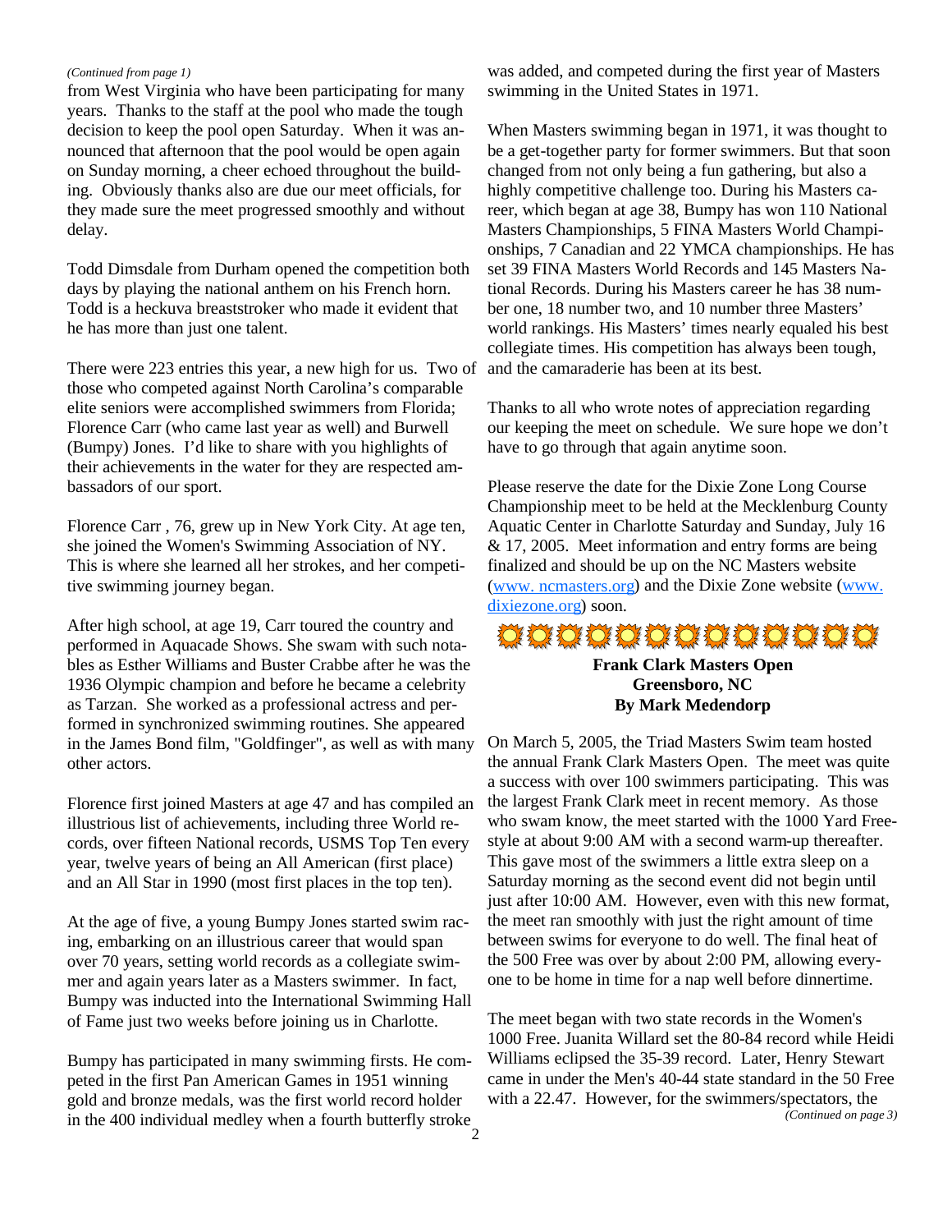*(Continued from page 1)*

from West Virginia who have been participating for many years. Thanks to the staff at the pool who made the tough decision to keep the pool open Saturday. When it was announced that afternoon that the pool would be open again on Sunday morning, a cheer echoed throughout the building. Obviously thanks also are due our meet officials, for they made sure the meet progressed smoothly and without delay.

Todd Dimsdale from Durham opened the competition both days by playing the national anthem on his French horn. Todd is a heckuva breaststroker who made it evident that he has more than just one talent.

There were 223 entries this year, a new high for us. Two of those who competed against North Carolina's comparable elite seniors were accomplished swimmers from Florida; Florence Carr (who came last year as well) and Burwell (Bumpy) Jones. I'd like to share with you highlights of their achievements in the water for they are respected ambassadors of our sport.

Florence Carr , 76, grew up in New York City. At age ten, she joined the Women's Swimming Association of NY. This is where she learned all her strokes, and her competitive swimming journey began.

After high school, at age 19, Carr toured the country and performed in Aquacade Shows. She swam with such notables as Esther Williams and Buster Crabbe after he was the 1936 Olympic champion and before he became a celebrity as Tarzan. She worked as a professional actress and performed in synchronized swimming routines. She appeared in the James Bond film, "Goldfinger", as well as with many other actors.

Florence first joined Masters at age 47 and has compiled an illustrious list of achievements, including three World records, over fifteen National records, USMS Top Ten every year, twelve years of being an All American (first place) and an All Star in 1990 (most first places in the top ten).

At the age of five, a young Bumpy Jones started swim racing, embarking on an illustrious career that would span over 70 years, setting world records as a collegiate swimmer and again years later as a Masters swimmer. In fact, Bumpy was inducted into the International Swimming Hall of Fame just two weeks before joining us in Charlotte.

Bumpy has participated in many swimming firsts. He competed in the first Pan American Games in 1951 winning gold and bronze medals, was the first world record holder in the 400 individual medley when a fourth butterfly stroke was added, and competed during the first year of Masters swimming in the United States in 1971.

When Masters swimming began in 1971, it was thought to be a get-together party for former swimmers. But that soon changed from not only being a fun gathering, but also a highly competitive challenge too. During his Masters career, which began at age 38, Bumpy has won 110 National Masters Championships, 5 FINA Masters World Championships, 7 Canadian and 22 YMCA championships. He has set 39 FINA Masters World Records and 145 Masters National Records. During his Masters career he has 38 number one, 18 number two, and 10 number three Masters' world rankings. His Masters' times nearly equaled his best collegiate times. His competition has always been tough, and the camaraderie has been at its best.

Thanks to all who wrote notes of appreciation regarding our keeping the meet on schedule. We sure hope we don't have to go through that again anytime soon.

Please reserve the date for the Dixie Zone Long Course Championship meet to be held at the Mecklenburg County Aquatic Center in Charlotte Saturday and Sunday, July 16 & 17, 2005. Meet information and entry forms are being finalized and should be up on the NC Masters website (www. ncmasters.org) and the Dixie Zone website (www. dixiezone.org) soon.

## Frank Clark Masters Open
**Greensboro, NC**
**By Mark Medendorp**

On March 5, 2005, the Triad Masters Swim team hosted the annual Frank Clark Masters Open. The meet was quite a success with over 100 swimmers participating. This was the largest Frank Clark meet in recent memory. As those who swam know, the meet started with the 1000 Yard Freestyle at about 9:00 AM with a second warm-up thereafter. This gave most of the swimmers a little extra sleep on a Saturday morning as the second event did not begin until just after 10:00 AM. However, even with this new format, the meet ran smoothly with just the right amount of time between swims for everyone to do well. The final heat of the 500 Free was over by about 2:00 PM, allowing everyone to be home in time for a nap well before dinnertime.

The meet began with two state records in the Women's 1000 Free. Juanita Willard set the 80-84 record while Heidi Williams eclipsed the 35-39 record. Later, Henry Stewart came in under the Men's 40-44 state standard in the 50 Free with a 22.47. However, for the swimmers/spectators, the

*(Continued on page 3)*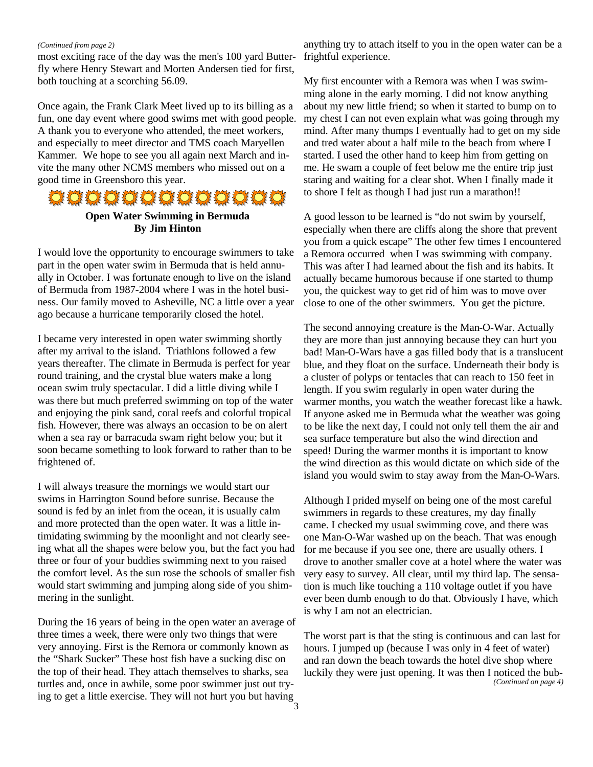*(Continued from page 2)*

most exciting race of the day was the men's 100 yard Butterfly where Henry Stewart and Morten Andersen tied for first, both touching at a scorching 56.09.

Once again, the Frank Clark Meet lived up to its billing as a fun, one day event where good swims met with good people. A thank you to everyone who attended, the meet workers, and especially to meet director and TMS coach Maryellen Kammer. We hope to see you all again next March and invite the many other NCMS members who missed out on a good time in Greensboro this year.

## Open Water Swimming in Bermuda
**By Jim Hinton**

I would love the opportunity to encourage swimmers to take part in the open water swim in Bermuda that is held annually in October. I was fortunate enough to live on the island of Bermuda from 1987-2004 where I was in the hotel business. Our family moved to Asheville, NC a little over a year ago because a hurricane temporarily closed the hotel.

I became very interested in open water swimming shortly after my arrival to the island. Triathlons followed a few years thereafter. The climate in Bermuda is perfect for year round training, and the crystal blue waters make a long ocean swim truly spectacular. I did a little diving while I was there but much preferred swimming on top of the water and enjoying the pink sand, coral reefs and colorful tropical fish. However, there was always an occasion to be on alert when a sea ray or barracuda swam right below you; but it soon became something to look forward to rather than to be frightened of.

I will always treasure the mornings we would start our swims in Harrington Sound before sunrise. Because the sound is fed by an inlet from the ocean, it is usually calm and more protected than the open water. It was a little intimidating swimming by the moonlight and not clearly seeing what all the shapes were below you, but the fact you had three or four of your buddies swimming next to you raised the comfort level. As the sun rose the schools of smaller fish would start swimming and jumping along side of you shimmering in the sunlight.

During the 16 years of being in the open water an average of three times a week, there were only two things that were very annoying. First is the Remora or commonly known as the "Shark Sucker" These host fish have a sucking disc on the top of their head. They attach themselves to sharks, sea turtles and, once in awhile, some poor swimmer just out trying to get a little exercise. They will not hurt you but having anything try to attach itself to you in the open water can be a frightful experience.

My first encounter with a Remora was when I was swimming alone in the early morning. I did not know anything about my new little friend; so when it started to bump on to my chest I can not even explain what was going through my mind. After many thumps I eventually had to get on my side and tred water about a half mile to the beach from where I started. I used the other hand to keep him from getting on me. He swam a couple of feet below me the entire trip just staring and waiting for a clear shot. When I finally made it to shore I felt as though I had just run a marathon!!

A good lesson to be learned is "do not swim by yourself, especially when there are cliffs along the shore that prevent you from a quick escape" The other few times I encountered a Remora occurred when I was swimming with company. This was after I had learned about the fish and its habits. It actually became humorous because if one started to thump you, the quickest way to get rid of him was to move over close to one of the other swimmers. You get the picture.

The second annoying creature is the Man-O-War. Actually they are more than just annoying because they can hurt you bad! Man-O-Wars have a gas filled body that is a translucent blue, and they float on the surface. Underneath their body is a cluster of polyps or tentacles that can reach to 150 feet in length. If you swim regularly in open water during the warmer months, you watch the weather forecast like a hawk. If anyone asked me in Bermuda what the weather was going to be like the next day, I could not only tell them the air and sea surface temperature but also the wind direction and speed! During the warmer months it is important to know the wind direction as this would dictate on which side of the island you would swim to stay away from the Man-O-Wars.

Although I prided myself on being one of the most careful swimmers in regards to these creatures, my day finally came. I checked my usual swimming cove, and there was one Man-O-War washed up on the beach. That was enough for me because if you see one, there are usually others. I drove to another smaller cove at a hotel where the water was very easy to survey. All clear, until my third lap. The sensation is much like touching a 110 voltage outlet if you have ever been dumb enough to do that. Obviously I have, which is why I am not an electrician.

The worst part is that the sting is continuous and can last for hours. I jumped up (because I was only in 4 feet of water) and ran down the beach towards the hotel dive shop where luckily they were just opening. It was then I noticed the bub-

*(Continued on page 4)*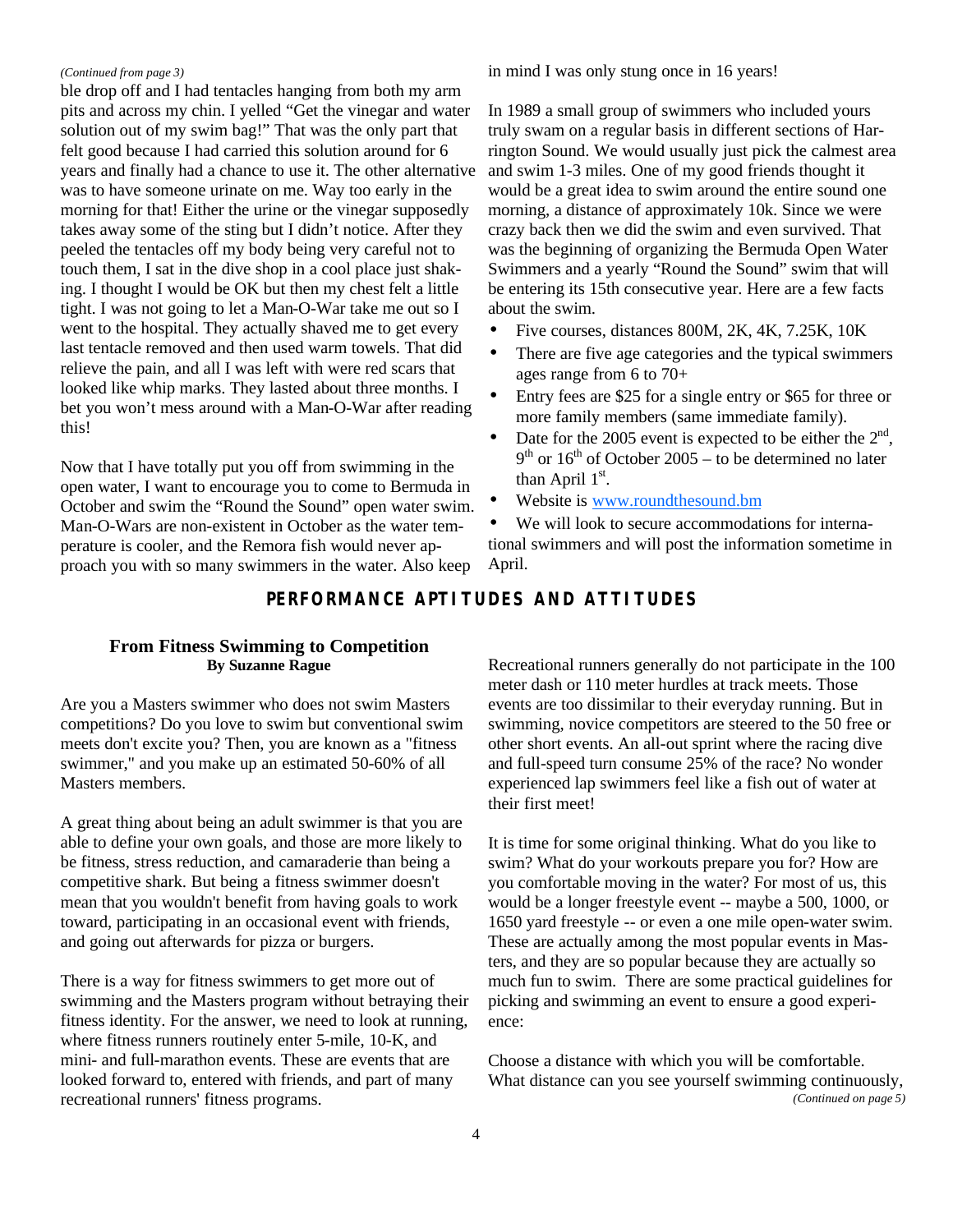*(Continued from page 3)*

ble drop off and I had tentacles hanging from both my arm pits and across my chin. I yelled "Get the vinegar and water solution out of my swim bag!" That was the only part that felt good because I had carried this solution around for 6 years and finally had a chance to use it. The other alternative was to have someone urinate on me. Way too early in the morning for that! Either the urine or the vinegar supposedly takes away some of the sting but I didn't notice. After they peeled the tentacles off my body being very careful not to touch them, I sat in the dive shop in a cool place just shaking. I thought I would be OK but then my chest felt a little tight. I was not going to let a Man-O-War take me out so I went to the hospital. They actually shaved me to get every last tentacle removed and then used warm towels. That did relieve the pain, and all I was left with were red scars that looked like whip marks. They lasted about three months. I bet you won't mess around with a Man-O-War after reading this!

Now that I have totally put you off from swimming in the open water, I want to encourage you to come to Bermuda in October and swim the "Round the Sound" open water swim. Man-O-Wars are non-existent in October as the water temperature is cooler, and the Remora fish would never approach you with so many swimmers in the water. Also keep in mind I was only stung once in 16 years!

In 1989 a small group of swimmers who included yours truly swam on a regular basis in different sections of Harrington Sound. We would usually just pick the calmest area and swim 1-3 miles. One of my good friends thought it would be a great idea to swim around the entire sound one morning, a distance of approximately 10k. Since we were crazy back then we did the swim and even survived. That was the beginning of organizing the Bermuda Open Water Swimmers and a yearly "Round the Sound" swim that will be entering its 15th consecutive year. Here are a few facts about the swim.

- Five courses, distances 800M, 2K, 4K, 7.25K, 10K
- There are five age categories and the typical swimmers ages range from 6 to 70+
- Entry fees are $25 for a single entry or $65 for three or more family members (same immediate family).
- Date for the 2005 event is expected to be either the 2nd, 9th or 16th of October 2005 – to be determined no later than April 1st.
- Website is www.roundthesound.bm
- We will look to secure accommodations for international swimmers and will post the information sometime in April.

## PERFORMANCE APTITUDES AND ATTITUDES

### From Fitness Swimming to Competition
**By Suzanne Rague**

Are you a Masters swimmer who does not swim Masters competitions? Do you love to swim but conventional swim meets don't excite you? Then, you are known as a "fitness swimmer," and you make up an estimated 50-60% of all Masters members.

A great thing about being an adult swimmer is that you are able to define your own goals, and those are more likely to be fitness, stress reduction, and camaraderie than being a competitive shark. But being a fitness swimmer doesn't mean that you wouldn't benefit from having goals to work toward, participating in an occasional event with friends, and going out afterwards for pizza or burgers.

There is a way for fitness swimmers to get more out of swimming and the Masters program without betraying their fitness identity. For the answer, we need to look at running, where fitness runners routinely enter 5-mile, 10-K, and mini- and full-marathon events. These are events that are looked forward to, entered with friends, and part of many recreational runners' fitness programs.

Recreational runners generally do not participate in the 100 meter dash or 110 meter hurdles at track meets. Those events are too dissimilar to their everyday running. But in swimming, novice competitors are steered to the 50 free or other short events. An all-out sprint where the racing dive and full-speed turn consume 25% of the race? No wonder experienced lap swimmers feel like a fish out of water at their first meet!

It is time for some original thinking. What do you like to swim? What do your workouts prepare you for? How are you comfortable moving in the water? For most of us, this would be a longer freestyle event -- maybe a 500, 1000, or 1650 yard freestyle -- or even a one mile open-water swim. These are actually among the most popular events in Masters, and they are so popular because they are actually so much fun to swim. There are some practical guidelines for picking and swimming an event to ensure a good experience:

Choose a distance with which you will be comfortable. What distance can you see yourself swimming continuously,

*(Continued on page 5)*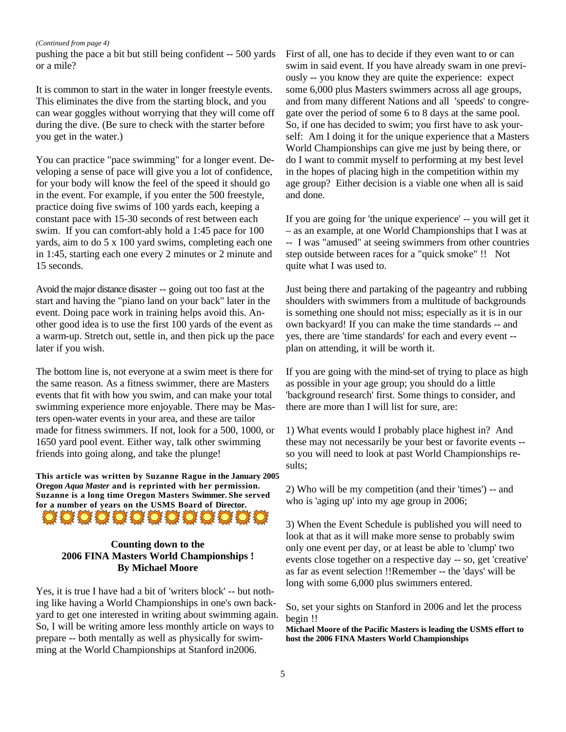*(Continued from page 4)*

pushing the pace a bit but still being confident -- 500 yards or a mile?

It is common to start in the water in longer freestyle events. This eliminates the dive from the starting block, and you can wear goggles without worrying that they will come off during the dive. (Be sure to check with the starter before you get in the water.)

You can practice "pace swimming" for a longer event. Developing a sense of pace will give you a lot of confidence, for your body will know the feel of the speed it should go in the event. For example, if you enter the 500 freestyle, practice doing five swims of 100 yards each, keeping a constant pace with 15-30 seconds of rest between each swim. If you can comfort-ably hold a 1:45 pace for 100 yards, aim to do 5 x 100 yard swims, completing each one in 1:45, starting each one every 2 minutes or 2 minute and 15 seconds.

Avoid the major distance disaster -- going out too fast at the start and having the "piano land on your back" later in the event. Doing pace work in training helps avoid this. Another good idea is to use the first 100 yards of the event as a warm-up. Stretch out, settle in, and then pick up the pace later if you wish.

The bottom line is, not everyone at a swim meet is there for the same reason. As a fitness swimmer, there are Masters events that fit with how you swim, and can make your total swimming experience more enjoyable. There may be Masters open-water events in your area, and these are tailor made for fitness swimmers. If not, look for a 500, 1000, or 1650 yard pool event. Either way, talk other swimming friends into going along, and take the plunge!

**This article was written by Suzanne Rague in the January 2005 Oregon *Aqua Master* and is reprinted with her permission. Suzanne is a long time Oregon Masters Swimmer. She served for a number of years on the USMS Board of Director.**

### Counting down to the 2006 FINA Masters World Championships ! By Michael Moore

Yes, it is true I have had a bit of 'writers block' -- but nothing like having a World Championships in one's own backyard to get one interested in writing about swimming again. So, I will be writing amore less monthly article on ways to prepare -- both mentally as well as physically for swimming at the World Championships at Stanford in2006.

First of all, one has to decide if they even want to or can swim in said event. If you have already swam in one previously -- you know they are quite the experience: expect some 6,000 plus Masters swimmers across all age groups, and from many different Nations and all 'speeds' to congregate over the period of some 6 to 8 days at the same pool. So, if one has decided to swim; you first have to ask yourself: Am I doing it for the unique experience that a Masters World Championships can give me just by being there, or do I want to commit myself to performing at my best level in the hopes of placing high in the competition within my age group? Either decision is a viable one when all is said and done.

If you are going for 'the unique experience' -- you will get it – as an example, at one World Championships that I was at -- I was "amused" at seeing swimmers from other countries step outside between races for a "quick smoke" !! Not quite what I was used to.

Just being there and partaking of the pageantry and rubbing shoulders with swimmers from a multitude of backgrounds is something one should not miss; especially as it is in our own backyard! If you can make the time standards -- and yes, there are 'time standards' for each and every event -- plan on attending, it will be worth it.

If you are going with the mind-set of trying to place as high as possible in your age group; you should do a little 'background research' first. Some things to consider, and there are more than I will list for sure, are:

1) What events would I probably place highest in? And these may not necessarily be your best or favorite events -- so you will need to look at past World Championships results;

2) Who will be my competition (and their 'times') -- and who is 'aging up' into my age group in 2006;

3) When the Event Schedule is published you will need to look at that as it will make more sense to probably swim only one event per day, or at least be able to 'clump' two events close together on a respective day -- so, get 'creative' as far as event selection !!Remember -- the 'days' will be long with some 6,000 plus swimmers entered.

So, set your sights on Stanford in 2006 and let the process begin !!

**Michael Moore of the Pacific Masters is leading the USMS effort to host the 2006 FINA Masters World Championships**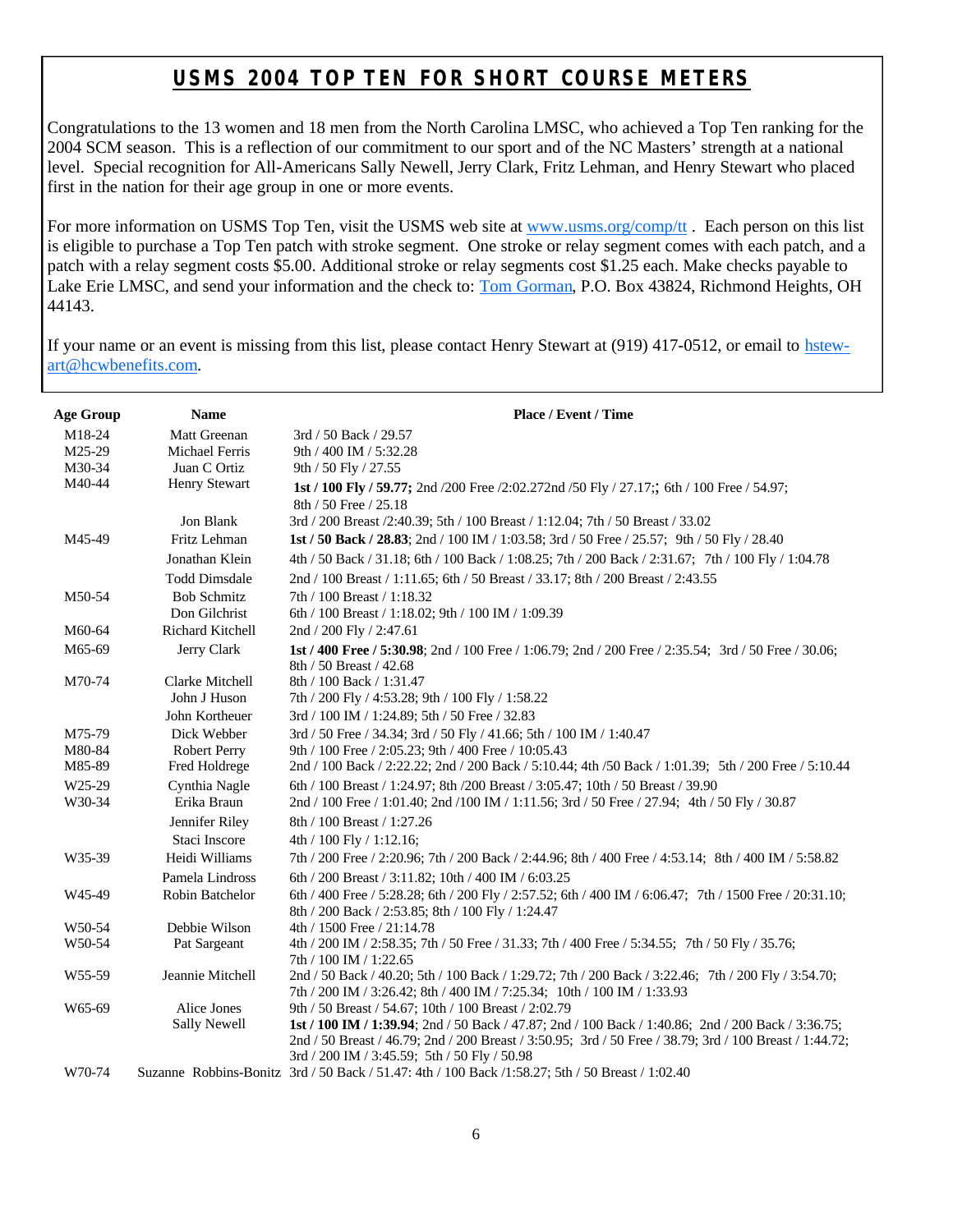# USMS 2004 TOP TEN FOR SHORT COURSE METERS

Congratulations to the 13 women and 18 men from the North Carolina LMSC, who achieved a Top Ten ranking for the 2004 SCM season. This is a reflection of our commitment to our sport and of the NC Masters' strength at a national level. Special recognition for All-Americans Sally Newell, Jerry Clark, Fritz Lehman, and Henry Stewart who placed first in the nation for their age group in one or more events.

For more information on USMS Top Ten, visit the USMS web site at www.usms.org/comp/tt . Each person on this list is eligible to purchase a Top Ten patch with stroke segment. One stroke or relay segment comes with each patch, and a patch with a relay segment costs $5.00. Additional stroke or relay segments cost $1.25 each. Make checks payable to Lake Erie LMSC, and send your information and the check to: Tom Gorman, P.O. Box 43824, Richmond Heights, OH 44143.

If your name or an event is missing from this list, please contact Henry Stewart at (919) 417-0512, or email to hstewart@hcwbenefits.com.

| Age Group | Name | Place / Event / Time |
|---|---|---|
| M18-24 | Matt Greenan | 3rd / 50 Back / 29.57 |
| M25-29 | Michael Ferris | 9th / 400 IM / 5:32.28 |
| M30-34 | Juan C Ortiz | 9th / 50 Fly / 27.55 |
| M40-44 | Henry Stewart | **1st / 100 Fly / 59.77;** 2nd /200 Free /2:02.272nd /50 Fly / 27.17;; 6th / 100 Free / 54.97; 8th / 50 Free / 25.18 |
| | Jon Blank | 3rd / 200 Breast /2:40.39; 5th / 100 Breast / 1:12.04; 7th / 50 Breast / 33.02 |
| M45-49 | Fritz Lehman | **1st / 50 Back / 28.83**; 2nd / 100 IM / 1:03.58; 3rd / 50 Free / 25.57; 9th / 50 Fly / 28.40 |
| | Jonathan Klein | 4th / 50 Back / 31.18; 6th / 100 Back / 1:08.25; 7th / 200 Back / 2:31.67; 7th / 100 Fly / 1:04.78 |
| | Todd Dimsdale | 2nd / 100 Breast / 1:11.65; 6th / 50 Breast / 33.17; 8th / 200 Breast / 2:43.55 |
| M50-54 | Bob Schmitz | 7th / 100 Breast / 1:18.32 |
| | Don Gilchrist | 6th / 100 Breast / 1:18.02; 9th / 100 IM / 1:09.39 |
| M60-64 | Richard Kitchell | 2nd / 200 Fly / 2:47.61 |
| M65-69 | Jerry Clark | **1st / 400 Free / 5:30.98**; 2nd / 100 Free / 1:06.79; 2nd / 200 Free / 2:35.54; 3rd / 50 Free / 30.06; 8th / 50 Breast / 42.68 |
| M70-74 | Clarke Mitchell | 8th / 100 Back / 1:31.47 |
| | John J Huson | 7th / 200 Fly / 4:53.28; 9th / 100 Fly / 1:58.22 |
| | John Kortheuer | 3rd / 100 IM / 1:24.89; 5th / 50 Free / 32.83 |
| M75-79 | Dick Webber | 3rd / 50 Free / 34.34; 3rd / 50 Fly / 41.66; 5th / 100 IM / 1:40.47 |
| M80-84 | Robert Perry | 9th / 100 Free / 2:05.23; 9th / 400 Free / 10:05.43 |
| M85-89 | Fred Holdrege | 2nd / 100 Back / 2:22.22; 2nd / 200 Back / 5:10.44; 4th /50 Back / 1:01.39; 5th / 200 Free / 5:10.44 |
| W25-29 | Cynthia Nagle | 6th / 100 Breast / 1:24.97; 8th /200 Breast / 3:05.47; 10th / 50 Breast / 39.90 |
| W30-34 | Erika Braun | 2nd / 100 Free / 1:01.40; 2nd /100 IM / 1:11.56; 3rd / 50 Free / 27.94; 4th / 50 Fly / 30.87 |
| | Jennifer Riley | 8th / 100 Breast / 1:27.26 |
| | Staci Inscore | 4th / 100 Fly / 1:12.16; |
| W35-39 | Heidi Williams | 7th / 200 Free / 2:20.96; 7th / 200 Back / 2:44.96; 8th / 400 Free / 4:53.14; 8th / 400 IM / 5:58.82 |
| | Pamela Lindross | 6th / 200 Breast / 3:11.82; 10th / 400 IM / 6:03.25 |
| W45-49 | Robin Batchelor | 6th / 400 Free / 5:28.28; 6th / 200 Fly / 2:57.52; 6th / 400 IM / 6:06.47; 7th / 1500 Free / 20:31.10; 8th / 200 Back / 2:53.85; 8th / 100 Fly / 1:24.47 |
| W50-54 | Debbie Wilson | 4th / 1500 Free / 21:14.78 |
| W50-54 | Pat Sargeant | 4th / 200 IM / 2:58.35; 7th / 50 Free / 31.33; 7th / 400 Free / 5:34.55; 7th / 50 Fly / 35.76; 7th / 100 IM / 1:22.65 |
| W55-59 | Jeannie Mitchell | 2nd / 50 Back / 40.20; 5th / 100 Back / 1:29.72; 7th / 200 Back / 3:22.46; 7th / 200 Fly / 3:54.70; 7th / 200 IM / 3:26.42; 8th / 400 IM / 7:25.34; 10th / 100 IM / 1:33.93 |
| W65-69 | Alice Jones | 9th / 50 Breast / 54.67; 10th / 100 Breast / 2:02.79 |
| | Sally Newell | **1st / 100 IM / 1:39.94**; 2nd / 50 Back / 47.87; 2nd / 100 Back / 1:40.86; 2nd / 200 Back / 3:36.75; 2nd / 50 Breast / 46.79; 2nd / 200 Breast / 3:50.95; 3rd / 50 Free / 38.79; 3rd / 100 Breast / 1:44.72; 3rd / 200 IM / 3:45.59; 5th / 50 Fly / 50.98 |
| W70-74 | Suzanne Robbins-Bonitz | 3rd / 50 Back / 51.47: 4th / 100 Back /1:58.27; 5th / 50 Breast / 1:02.40 |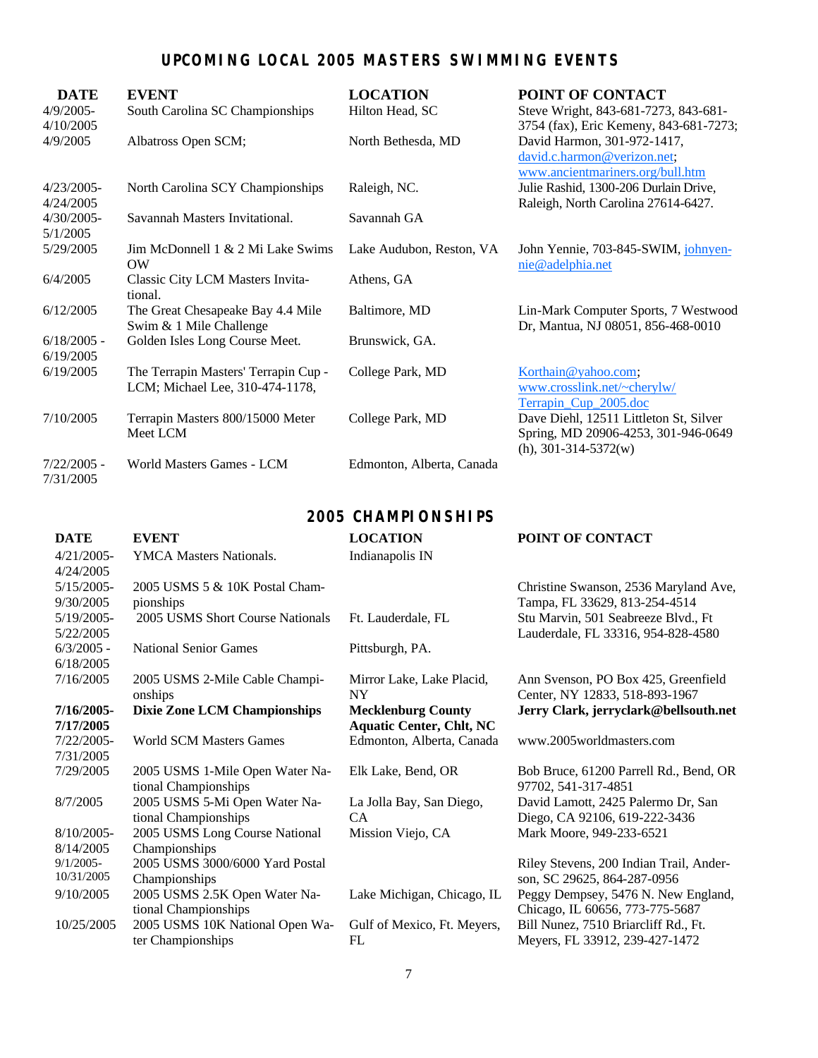## UPCOMING LOCAL 2005 MASTERS SWIMMING EVENTS

| DATE | EVENT | LOCATION | POINT OF CONTACT |
|---|---|---|---|
| 4/9/2005-4/10/2005 | South Carolina SC Championships | Hilton Head, SC | Steve Wright, 843-681-7273, 843-681-3754 (fax), Eric Kemeny, 843-681-7273; |
| 4/9/2005 | Albatross Open SCM; | North Bethesda, MD | David Harmon, 301-972-1417, david.c.harmon@verizon.net; www.ancientmariners.org/bull.htm |
| 4/23/2005-4/24/2005 | North Carolina SCY Championships | Raleigh, NC. | Julie Rashid, 1300-206 Durlain Drive, Raleigh, North Carolina 27614-6427. |
| 4/30/2005-5/1/2005 | Savannah Masters Invitational. | Savannah GA | |
| 5/29/2005 | Jim McDonnell 1 & 2 Mi Lake Swims OW | Lake Audubon, Reston, VA | John Yennie, 703-845-SWIM, johnyennie@adelphia.net |
| 6/4/2005 | Classic City LCM Masters Invitational. | Athens, GA | |
| 6/12/2005 | The Great Chesapeake Bay 4.4 Mile Swim & 1 Mile Challenge | Baltimore, MD | Lin-Mark Computer Sports, 7 Westwood Dr, Mantua, NJ 08051, 856-468-0010 |
| 6/18/2005 - 6/19/2005 | Golden Isles Long Course Meet. | Brunswick, GA. | |
| 6/19/2005 | The Terrapin Masters' Terrapin Cup - LCM; Michael Lee, 310-474-1178, | College Park, MD | Korthain@yahoo.com; www.crosslink.net/~cherylw/Terrapin_Cup_2005.doc |
| 7/10/2005 | Terrapin Masters 800/15000 Meter Meet LCM | College Park, MD | Dave Diehl, 12511 Littleton St, Silver Spring, MD 20906-4253, 301-946-0649 (h), 301-314-5372(w) |
| 7/22/2005 - 7/31/2005 | World Masters Games - LCM | Edmonton, Alberta, Canada | |

## 2005 CHAMPIONSHIPS

| DATE | EVENT | LOCATION | POINT OF CONTACT |
|---|---|---|---|
| 4/21/2005-4/24/2005 | YMCA Masters Nationals. | Indianapolis IN | |
| 5/15/2005-9/30/2005 | 2005 USMS 5 & 10K Postal Championships | | Christine Swanson, 2536 Maryland Ave, Tampa, FL 33629, 813-254-4514 |
| 5/19/2005-5/22/2005 | 2005 USMS Short Course Nationals | Ft. Lauderdale, FL | Stu Marvin, 501 Seabreeze Blvd., Ft Lauderdale, FL 33316, 954-828-4580 |
| 6/3/2005 - 6/18/2005 | National Senior Games | Pittsburgh, PA. | |
| 7/16/2005 | 2005 USMS 2-Mile Cable Championships | Mirror Lake, Lake Placid, NY | Ann Svenson, PO Box 425, Greenfield Center, NY 12833, 518-893-1967 |
| **7/16/2005-7/17/2005** | **Dixie Zone LCM Championships** | **Mecklenburg County Aquatic Center, Chlt, NC** | **Jerry Clark, jerryclark@bellsouth.net** |
| 7/22/2005-7/31/2005 | World SCM Masters Games | Edmonton, Alberta, Canada | www.2005worldmasters.com |
| 7/29/2005 | 2005 USMS 1-Mile Open Water National Championships | Elk Lake, Bend, OR | Bob Bruce, 61200 Parrell Rd., Bend, OR 97702, 541-317-4851 |
| 8/7/2005 | 2005 USMS 5-Mi Open Water National Championships | La Jolla Bay, San Diego, CA | David Lamott, 2425 Palermo Dr, San Diego, CA 92106, 619-222-3436 |
| 8/10/2005-8/14/2005 | 2005 USMS Long Course National Championships | Mission Viejo, CA | Mark Moore, 949-233-6521 |
| 9/1/2005-10/31/2005 | 2005 USMS 3000/6000 Yard Postal Championships | | Riley Stevens, 200 Indian Trail, Anderson, SC 29625, 864-287-0956 |
| 9/10/2005 | 2005 USMS 2.5K Open Water National Championships | Lake Michigan, Chicago, IL | Peggy Dempsey, 5476 N. New England, Chicago, IL 60656, 773-775-5687 |
| 10/25/2005 | 2005 USMS 10K National Open Water Championships | Gulf of Mexico, Ft. Meyers, FL | Bill Nunez, 7510 Briarcliff Rd., Ft. Meyers, FL 33912, 239-427-1472 |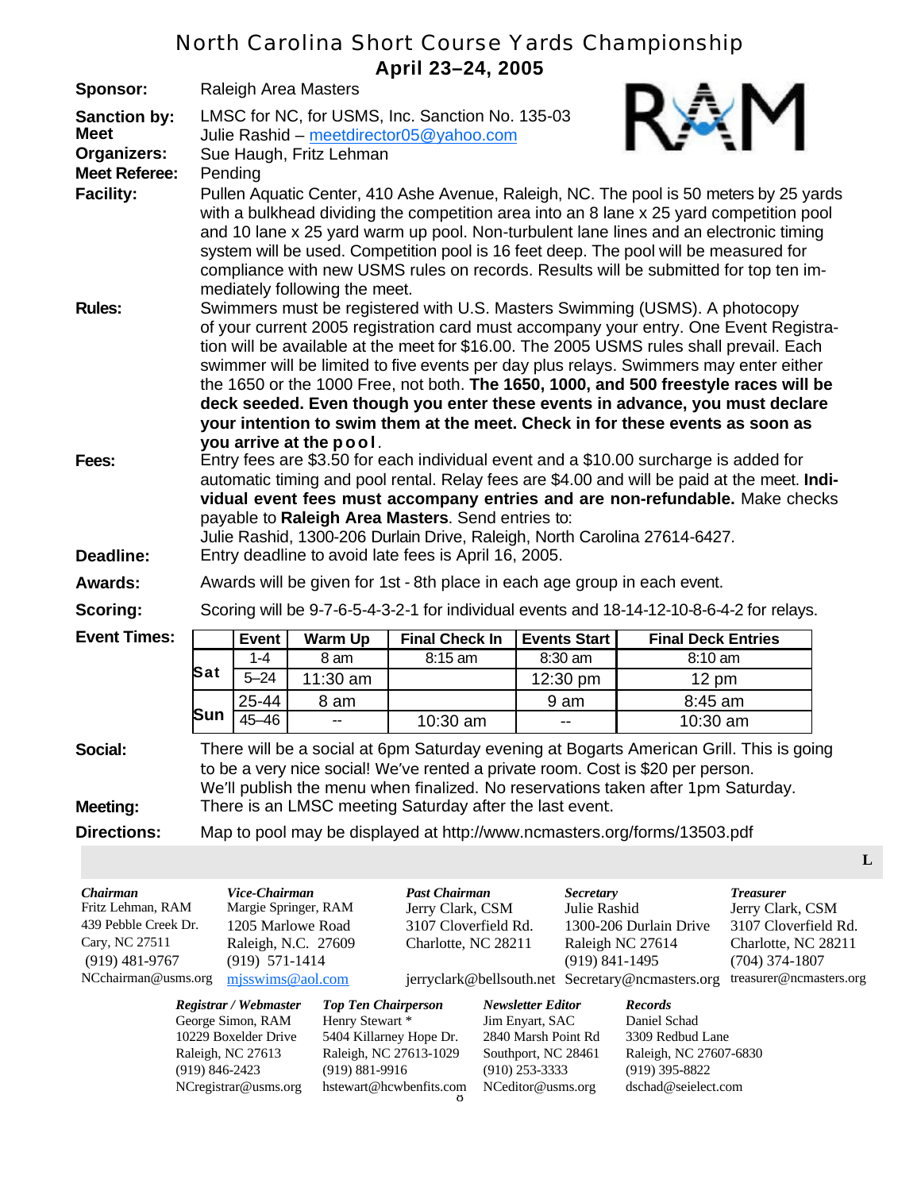# North Carolina Short Course Yards Championship

## April 23–24, 2005

**Sponsor:** Raleigh Area Masters

**Sanction by:** LMSC for NC, for USMS, Inc. Sanction No. 135-03

**Meet Organizers:** Julie Rashid – meetdirector05@yahoo.com
Sue Haugh, Fritz Lehman

**Meet Referee:** Pending

**Facility:** Pullen Aquatic Center, 410 Ashe Avenue, Raleigh, NC. The pool is 50 meters by 25 yards with a bulkhead dividing the competition area into an 8 lane x 25 yard competition pool and 10 lane x 25 yard warm up pool. Non-turbulent lane lines and an electronic timing system will be used. Competition pool is 16 feet deep. The pool will be measured for compliance with new USMS rules on records. Results will be submitted for top ten immediately following the meet.

**Rules:** Swimmers must be registered with U.S. Masters Swimming (USMS). A photocopy of your current 2005 registration card must accompany your entry. One Event Registration will be available at the meet for $16.00. The 2005 USMS rules shall prevail. Each swimmer will be limited to five events per day plus relays. Swimmers may enter either the 1650 or the 1000 Free, not both. **The 1650, 1000, and 500 freestyle races will be deck seeded. Even though you enter these events in advance, you must declare your intention to swim them at the meet. Check in for these events as soon as you arrive at the pool.**

**Fees:** Entry fees are $3.50 for each individual event and a $10.00 surcharge is added for automatic timing and pool rental. Relay fees are $4.00 and will be paid at the meet. **Individual event fees must accompany entries and are non-refundable.** Make checks payable to **Raleigh Area Masters**. Send entries to:
Julie Rashid, 1300-206 Durlain Drive, Raleigh, North Carolina 27614-6427.

**Deadline:** Entry deadline to avoid late fees is April 16, 2005.

**Awards:** Awards will be given for 1st - 8th place in each age group in each event.

**Scoring:** Scoring will be 9-7-6-5-4-3-2-1 for individual events and 18-14-12-10-8-6-4-2 for relays.

**Event Times:**

| | Event | Warm Up | Final Check In | Events Start | Final Deck Entries |
|---|---|---|---|---|---|
| Sat | 1-4 | 8 am | 8:15 am | 8:30 am | 8:10 am |
| | 5–24 | 11:30 am | | 12:30 pm | 12 pm |
| Sun | 25-44 | 8 am | | 9 am | 8:45 am |
| | 45–46 | -- | 10:30 am | -- | 10:30 am |

**Social:** There will be a social at 6pm Saturday evening at Bogarts American Grill. This is going to be a very nice social! We've rented a private room. Cost is $20 per person. We'll publish the menu when finalized. No reservations taken after 1pm Saturday.

**Meeting:** There is an LMSC meeting Saturday after the last event.

**Directions:** Map to pool may be displayed at http://www.ncmasters.org/forms/13503.pdf

*Chairman*
Fritz Lehman, RAM
439 Pebble Creek Dr.
Cary, NC 27511
(919) 481-9767
NCchairman@usms.org

*Vice-Chairman*
Margie Springer, RAM
1205 Marlowe Road
Raleigh, N.C. 27609
(919) 571-1414
mjsswims@aol.com

*Past Chairman*
Jerry Clark, CSM
3107 Cloverfield Rd.
Charlotte, NC 28211
jerryclark@bellsouth.net

*Secretary*
Julie Rashid
1300-206 Durlain Drive
Raleigh NC 27614
(919) 841-1495
Secretary@ncmasters.org

*Treasurer*
Jerry Clark, CSM
3107 Cloverfield Rd.
Charlotte, NC 28211
(704) 374-1807
treasurer@ncmasters.org

*Registrar / Webmaster*
George Simon, RAM
10229 Boxelder Drive
Raleigh, NC 27613
(919) 846-2423
NCregistrar@usms.org

*Top Ten Chairperson*
Henry Stewart *
5404 Killarney Hope Dr.
Raleigh, NC 27613-1029
(919) 881-9916
hstewart@hcwbenfits.com

*Newsletter Editor*
Jim Enyart, SAC
2840 Marsh Point Rd
Southport, NC 28461
(910) 253-3333
NCeditor@usms.org

*Records*
Daniel Schad
3309 Redbud Lane
Raleigh, NC 27607-6830
(919) 395-8822
dschad@seielect.com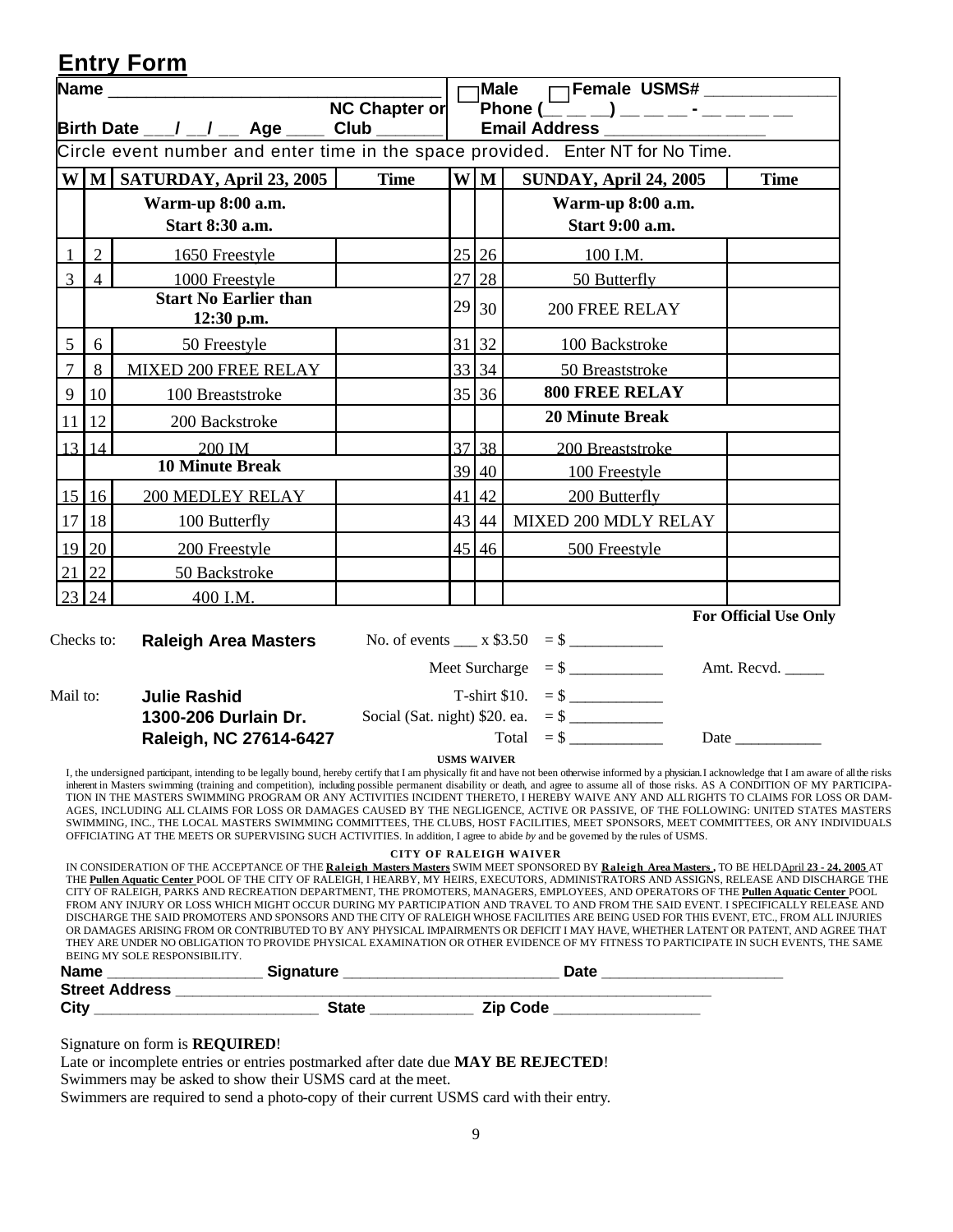## Entry Form

Name ______________________________ ☐ Male ☐ Female USMS# ______________

NC Chapter or Club _______ Phone (__ __ __) __ __ __ - __ __ __ __

Birth Date ___/ __/ __ Age ____ Email Address _________________

Circle event number and enter time in the space provided. Enter NT for No Time.

| W | M | SATURDAY, April 23, 2005 | Time | W | M | SUNDAY, April 24, 2005 | Time |
|---|---|---|---|---|---|---|---|
| | | Warm-up 8:00 a.m. Start 8:30 a.m. | | | | Warm-up 8:00 a.m. Start 9:00 a.m. | |
| 1 | 2 | 1650 Freestyle | | 25 | 26 | 100 I.M. | |
| 3 | 4 | 1000 Freestyle | | 27 | 28 | 50 Butterfly | |
| | | Start No Earlier than 12:30 p.m. | | 29 | 30 | 200 FREE RELAY | |
| 5 | 6 | 50 Freestyle | | 31 | 32 | 100 Backstroke | |
| 7 | 8 | MIXED 200 FREE RELAY | | 33 | 34 | 50 Breaststroke | |
| 9 | 10 | 100 Breaststroke | | 35 | 36 | 800 FREE RELAY | |
| 11 | 12 | 200 Backstroke | | | | 20 Minute Break | |
| 13 | 14 | 200 IM | | 37 | 38 | 200 Breaststroke | |
| | | 10 Minute Break | | 39 | 40 | 100 Freestyle | |
| 15 | 16 | 200 MEDLEY RELAY | | 41 | 42 | 200 Butterfly | |
| 17 | 18 | 100 Butterfly | | 43 | 44 | MIXED 200 MDLY RELAY | |
| 19 | 20 | 200 Freestyle | | 45 | 46 | 500 Freestyle | |
| 21 | 22 | 50 Backstroke | | | | | |
| 23 | 24 | 400 I.M. | | | | | |

**For Official Use Only**

Checks to: **Raleigh Area Masters**

No. of events ___ x $3.50 = $ ___________

Meet Surcharge = $ ___________ Amt. Recvd. _____

Mail to: **Julie Rashid**
**1300-206 Durlain Dr.**
**Raleigh, NC 27614-6427**

T-shirt $10. = $ ___________

Social (Sat. night) $20. ea. = $ ___________

Total = $ ___________ Date __________

**USMS WAIVER**

I, the undersigned participant, intending to be legally bound, hereby certify that I am physically fit and have not been otherwise informed by a physician. I acknowledge that I am aware of all the risks inherent in Masters swimming (training and competition), including possible permanent disability or death, and agree to assume all of those risks. AS A CONDITION OF MY PARTICIPATION IN THE MASTERS SWIMMING PROGRAM OR ANY ACTIVITIES INCIDENT THERETO, I HEREBY WAIVE ANY AND ALL RIGHTS TO CLAIMS FOR LOSS OR DAMAGES, INCLUDING ALL CLAIMS FOR LOSS OR DAMAGES CAUSED BY THE NEGLIGENCE, ACTIVE OR PASSIVE, OF THE FOLLOWING: UNITED STATES MASTERS SWIMMING, INC., THE LOCAL MASTERS SWIMMING COMMITTEES, THE CLUBS, HOST FACILITIES, MEET SPONSORS, MEET COMMITTEES, OR ANY INDIVIDUALS OFFICIATING AT THE MEETS OR SUPERVISING SUCH ACTIVITIES. In addition, I agree to abide by and be governed by the rules of USMS.

**CITY OF RALEIGH WAIVER**

IN CONSIDERATION OF THE ACCEPTANCE OF THE **Raleigh Masters Masters** SWIM MEET SPONSORED BY **Raleigh Area Masters ,** TO BE HELD April **23 - 24, 2005** AT THE **Pullen Aquatic Center** POOL OF THE CITY OF RALEIGH, I HEARBY, MY HEIRS, EXECUTORS, ADMINISTRATORS AND ASSIGNS, RELEASE AND DISCHARGE THE CITY OF RALEIGH, PARKS AND RECREATION DEPARTMENT, THE PROMOTERS, MANAGERS, EMPLOYEES, AND OPERATORS OF THE **Pullen Aquatic Center** POOL FROM ANY INJURY OR LOSS WHICH MIGHT OCCUR DURING MY PARTICIPATION AND TRAVEL TO AND FROM THE SAID EVENT. I SPECIFICALLY RELEASE AND DISCHARGE THE SAID PROMOTERS AND SPONSORS AND THE CITY OF RALEIGH WHOSE FACILITIES ARE BEING USED FOR THIS EVENT, ETC., FROM ALL INJURIES OR DAMAGES ARISING FROM OR CONTRIBUTED TO BY ANY PHYSICAL IMPAIRMENTS OR DEFICIT I MAY HAVE, WHETHER LATENT OR PATENT, AND AGREE THAT THEY ARE UNDER NO OBLIGATION TO PROVIDE PHYSICAL EXAMINATION OR OTHER EVIDENCE OF MY FITNESS TO PARTICIPATE IN SUCH EVENTS, THE SAME BEING MY SOLE RESPONSIBILITY.

**Name** ________________ **Signature** ______________________ **Date** ___________________

**Street Address** ________________________________________________________

**City** ________________________ **State** ___________ **Zip Code** ________________

Signature on form is **REQUIRED**!

Late or incomplete entries or entries postmarked after date due **MAY BE REJECTED**!

Swimmers may be asked to show their USMS card at the meet.

Swimmers are required to send a photo-copy of their current USMS card with their entry.